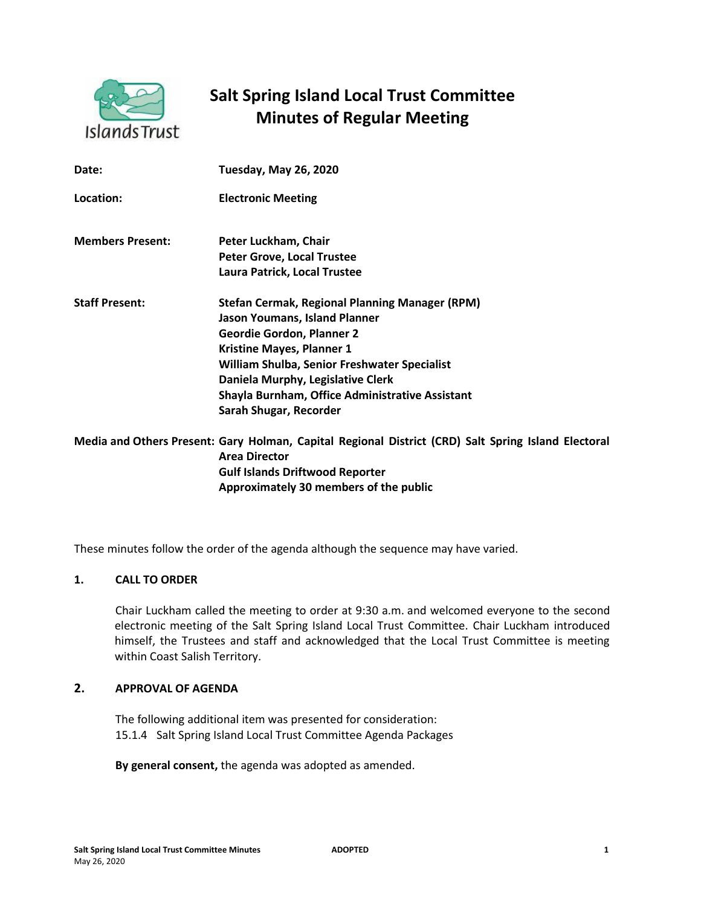# Salt Spring Island Local Trust Committee
## Minutes of Regular Meeting

**Date:** Tuesday, May 26, 2020

**Location:** Electronic Meeting

**Members Present:**
Peter Luckham, Chair
Peter Grove, Local Trustee
Laura Patrick, Local Trustee

**Staff Present:**
Stefan Cermak, Regional Planning Manager (RPM)
Jason Youmans, Island Planner
Geordie Gordon, Planner 2
Kristine Mayes, Planner 1
William Shulba, Senior Freshwater Specialist
Daniela Murphy, Legislative Clerk
Shayla Burnham, Office Administrative Assistant
Sarah Shugar, Recorder

**Media and Others Present:**
Gary Holman, Capital Regional District (CRD) Salt Spring Island Electoral Area Director
Gulf Islands Driftwood Reporter
Approximately 30 members of the public

These minutes follow the order of the agenda although the sequence may have varied.

### 1. CALL TO ORDER

Chair Luckham called the meeting to order at 9:30 a.m. and welcomed everyone to the second electronic meeting of the Salt Spring Island Local Trust Committee. Chair Luckham introduced himself, the Trustees and staff and acknowledged that the Local Trust Committee is meeting within Coast Salish Territory.

### 2. APPROVAL OF AGENDA

The following additional item was presented for consideration:
15.1.4 Salt Spring Island Local Trust Committee Agenda Packages

**By general consent,** the agenda was adopted as amended.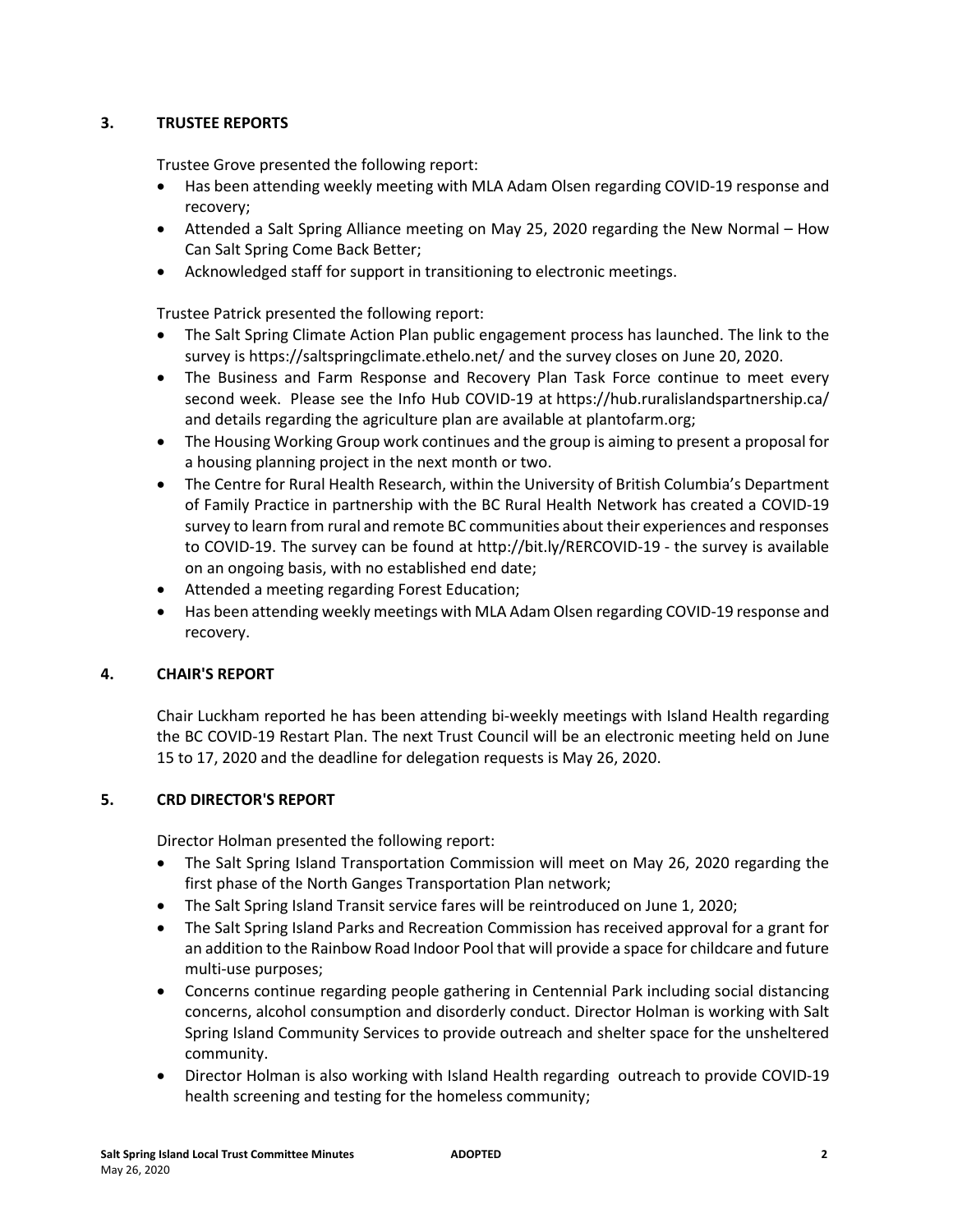## 3. TRUSTEE REPORTS

Trustee Grove presented the following report:

- Has been attending weekly meeting with MLA Adam Olsen regarding COVID-19 response and recovery;
- Attended a Salt Spring Alliance meeting on May 25, 2020 regarding the New Normal – How Can Salt Spring Come Back Better;
- Acknowledged staff for support in transitioning to electronic meetings.

Trustee Patrick presented the following report:

- The Salt Spring Climate Action Plan public engagement process has launched. The link to the survey is https://saltspringclimate.ethelo.net/ and the survey closes on June 20, 2020.
- The Business and Farm Response and Recovery Plan Task Force continue to meet every second week. Please see the Info Hub COVID-19 at https://hub.ruralislandspartnership.ca/ and details regarding the agriculture plan are available at plantofarm.org;
- The Housing Working Group work continues and the group is aiming to present a proposal for a housing planning project in the next month or two.
- The Centre for Rural Health Research, within the University of British Columbia's Department of Family Practice in partnership with the BC Rural Health Network has created a COVID-19 survey to learn from rural and remote BC communities about their experiences and responses to COVID-19. The survey can be found at http://bit.ly/RERCOVID-19 - the survey is available on an ongoing basis, with no established end date;
- Attended a meeting regarding Forest Education;
- Has been attending weekly meetings with MLA Adam Olsen regarding COVID-19 response and recovery.

## 4. CHAIR'S REPORT

Chair Luckham reported he has been attending bi-weekly meetings with Island Health regarding the BC COVID-19 Restart Plan. The next Trust Council will be an electronic meeting held on June 15 to 17, 2020 and the deadline for delegation requests is May 26, 2020.

## 5. CRD DIRECTOR'S REPORT

Director Holman presented the following report:

- The Salt Spring Island Transportation Commission will meet on May 26, 2020 regarding the first phase of the North Ganges Transportation Plan network;
- The Salt Spring Island Transit service fares will be reintroduced on June 1, 2020;
- The Salt Spring Island Parks and Recreation Commission has received approval for a grant for an addition to the Rainbow Road Indoor Pool that will provide a space for childcare and future multi-use purposes;
- Concerns continue regarding people gathering in Centennial Park including social distancing concerns, alcohol consumption and disorderly conduct. Director Holman is working with Salt Spring Island Community Services to provide outreach and shelter space for the unsheltered community.
- Director Holman is also working with Island Health regarding outreach to provide COVID-19 health screening and testing for the homeless community;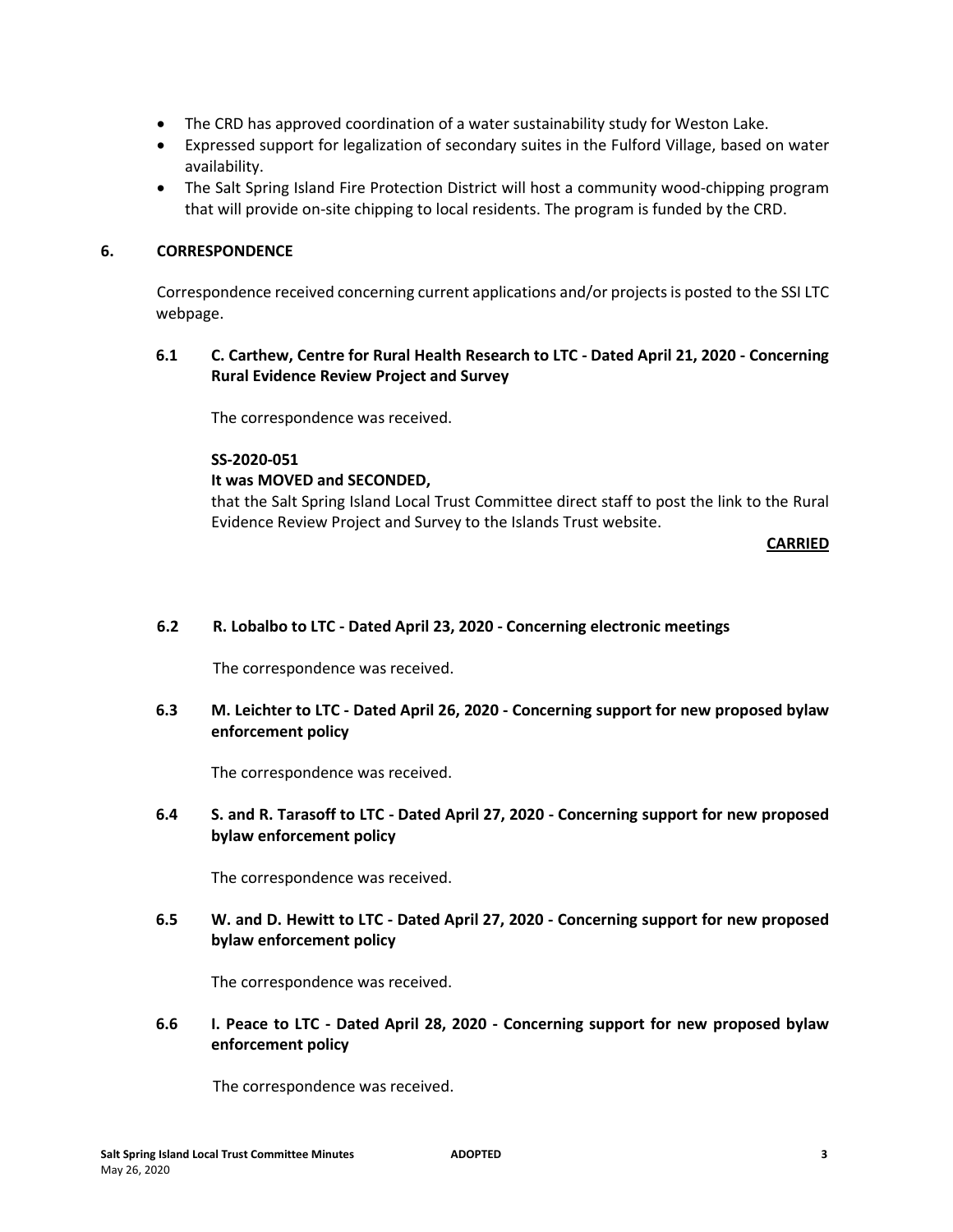- The CRD has approved coordination of a water sustainability study for Weston Lake.
- Expressed support for legalization of secondary suites in the Fulford Village, based on water availability.
- The Salt Spring Island Fire Protection District will host a community wood-chipping program that will provide on-site chipping to local residents. The program is funded by the CRD.

## 6. CORRESPONDENCE

Correspondence received concerning current applications and/or projects is posted to the SSI LTC webpage.

### 6.1 C. Carthew, Centre for Rural Health Research to LTC - Dated April 21, 2020 - Concerning Rural Evidence Review Project and Survey

The correspondence was received.

**SS-2020-051**
**It was MOVED and SECONDED,**
that the Salt Spring Island Local Trust Committee direct staff to post the link to the Rural Evidence Review Project and Survey to the Islands Trust website.

**CARRIED**

### 6.2 R. Lobalbo to LTC - Dated April 23, 2020 - Concerning electronic meetings

The correspondence was received.

### 6.3 M. Leichter to LTC - Dated April 26, 2020 - Concerning support for new proposed bylaw enforcement policy

The correspondence was received.

### 6.4 S. and R. Tarasoff to LTC - Dated April 27, 2020 - Concerning support for new proposed bylaw enforcement policy

The correspondence was received.

### 6.5 W. and D. Hewitt to LTC - Dated April 27, 2020 - Concerning support for new proposed bylaw enforcement policy

The correspondence was received.

### 6.6 I. Peace to LTC - Dated April 28, 2020 - Concerning support for new proposed bylaw enforcement policy

The correspondence was received.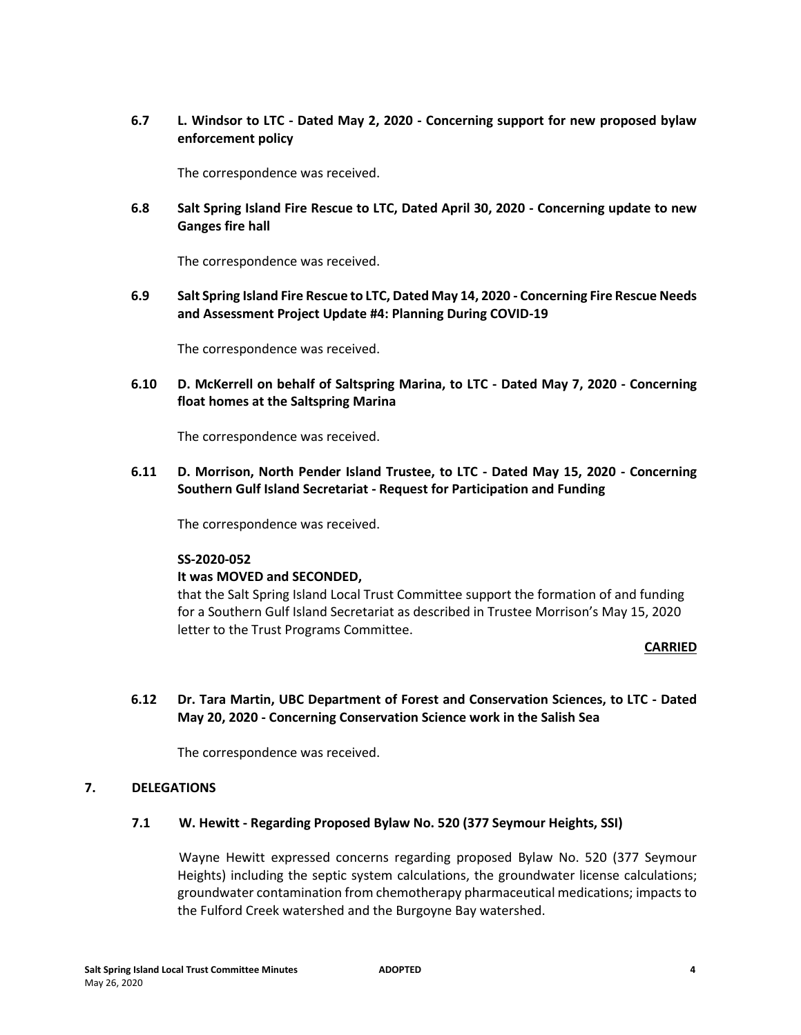**6.7 L. Windsor to LTC - Dated May 2, 2020 - Concerning support for new proposed bylaw enforcement policy**

The correspondence was received.

**6.8 Salt Spring Island Fire Rescue to LTC, Dated April 30, 2020 - Concerning update to new Ganges fire hall**

The correspondence was received.

**6.9 Salt Spring Island Fire Rescue to LTC, Dated May 14, 2020 - Concerning Fire Rescue Needs and Assessment Project Update #4: Planning During COVID-19**

The correspondence was received.

**6.10 D. McKerrell on behalf of Saltspring Marina, to LTC - Dated May 7, 2020 - Concerning float homes at the Saltspring Marina**

The correspondence was received.

**6.11 D. Morrison, North Pender Island Trustee, to LTC - Dated May 15, 2020 - Concerning Southern Gulf Island Secretariat - Request for Participation and Funding**

The correspondence was received.

**SS-2020-052**

**It was MOVED and SECONDED,**

that the Salt Spring Island Local Trust Committee support the formation of and funding for a Southern Gulf Island Secretariat as described in Trustee Morrison's May 15, 2020 letter to the Trust Programs Committee.

**CARRIED**

**6.12 Dr. Tara Martin, UBC Department of Forest and Conservation Sciences, to LTC - Dated May 20, 2020 - Concerning Conservation Science work in the Salish Sea**

The correspondence was received.

## 7. DELEGATIONS

**7.1 W. Hewitt - Regarding Proposed Bylaw No. 520 (377 Seymour Heights, SSI)**

Wayne Hewitt expressed concerns regarding proposed Bylaw No. 520 (377 Seymour Heights) including the septic system calculations, the groundwater license calculations; groundwater contamination from chemotherapy pharmaceutical medications; impacts to the Fulford Creek watershed and the Burgoyne Bay watershed.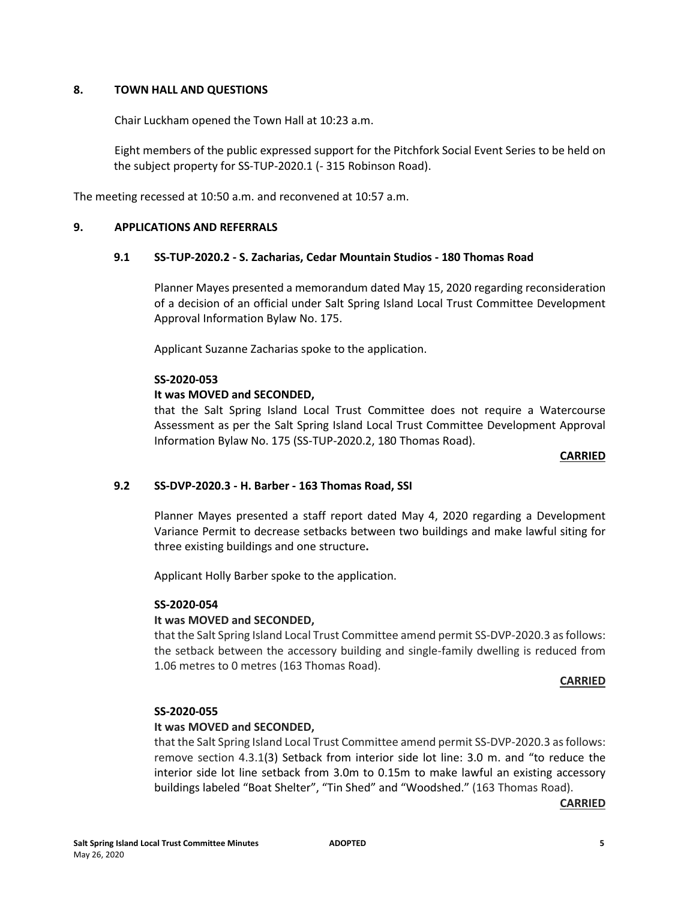## 8. TOWN HALL AND QUESTIONS

Chair Luckham opened the Town Hall at 10:23 a.m.

Eight members of the public expressed support for the Pitchfork Social Event Series to be held on the subject property for SS-TUP-2020.1 (- 315 Robinson Road).

The meeting recessed at 10:50 a.m. and reconvened at 10:57 a.m.

## 9. APPLICATIONS AND REFERRALS

### 9.1 SS-TUP-2020.2 - S. Zacharias, Cedar Mountain Studios - 180 Thomas Road

Planner Mayes presented a memorandum dated May 15, 2020 regarding reconsideration of a decision of an official under Salt Spring Island Local Trust Committee Development Approval Information Bylaw No. 175.

Applicant Suzanne Zacharias spoke to the application.

**SS-2020-053**

**It was MOVED and SECONDED,**

that the Salt Spring Island Local Trust Committee does not require a Watercourse Assessment as per the Salt Spring Island Local Trust Committee Development Approval Information Bylaw No. 175 (SS-TUP-2020.2, 180 Thomas Road).

**CARRIED**

### 9.2 SS-DVP-2020.3 - H. Barber - 163 Thomas Road, SSI

Planner Mayes presented a staff report dated May 4, 2020 regarding a Development Variance Permit to decrease setbacks between two buildings and make lawful siting for three existing buildings and one structure**.**

Applicant Holly Barber spoke to the application.

**SS-2020-054**

**It was MOVED and SECONDED,**

that the Salt Spring Island Local Trust Committee amend permit SS-DVP-2020.3 as follows: the setback between the accessory building and single-family dwelling is reduced from 1.06 metres to 0 metres (163 Thomas Road).

**CARRIED**

**SS-2020-055**

**It was MOVED and SECONDED,**

that the Salt Spring Island Local Trust Committee amend permit SS-DVP-2020.3 as follows: remove section 4.3.1(3) Setback from interior side lot line: 3.0 m. and "to reduce the interior side lot line setback from 3.0m to 0.15m to make lawful an existing accessory buildings labeled "Boat Shelter", "Tin Shed" and "Woodshed." (163 Thomas Road).

**CARRIED**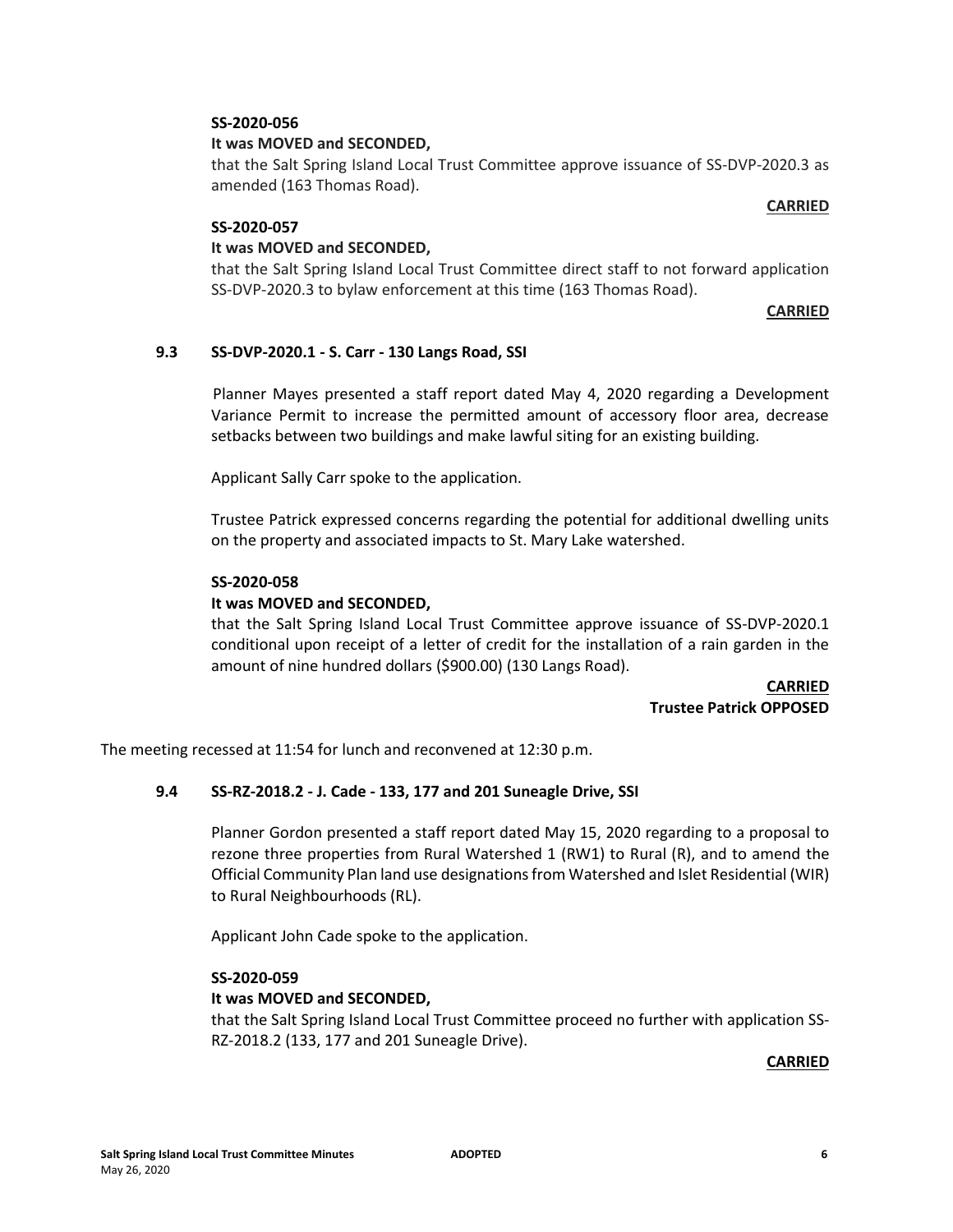**SS-2020-056**

**It was MOVED and SECONDED,**

that the Salt Spring Island Local Trust Committee approve issuance of SS-DVP-2020.3 as amended (163 Thomas Road).

**CARRIED**

**SS-2020-057**

**It was MOVED and SECONDED,**

that the Salt Spring Island Local Trust Committee direct staff to not forward application SS-DVP-2020.3 to bylaw enforcement at this time (163 Thomas Road).

**CARRIED**

### 9.3 SS-DVP-2020.1 - S. Carr - 130 Langs Road, SSI

Planner Mayes presented a staff report dated May 4, 2020 regarding a Development Variance Permit to increase the permitted amount of accessory floor area, decrease setbacks between two buildings and make lawful siting for an existing building.

Applicant Sally Carr spoke to the application.

Trustee Patrick expressed concerns regarding the potential for additional dwelling units on the property and associated impacts to St. Mary Lake watershed.

**SS-2020-058**

**It was MOVED and SECONDED,**

that the Salt Spring Island Local Trust Committee approve issuance of SS-DVP-2020.1 conditional upon receipt of a letter of credit for the installation of a rain garden in the amount of nine hundred dollars ($900.00) (130 Langs Road).

**CARRIED**
**Trustee Patrick OPPOSED**

The meeting recessed at 11:54 for lunch and reconvened at 12:30 p.m.

### 9.4 SS-RZ-2018.2 - J. Cade - 133, 177 and 201 Suneagle Drive, SSI

Planner Gordon presented a staff report dated May 15, 2020 regarding to a proposal to rezone three properties from Rural Watershed 1 (RW1) to Rural (R), and to amend the Official Community Plan land use designations from Watershed and Islet Residential (WIR) to Rural Neighbourhoods (RL).

Applicant John Cade spoke to the application.

**SS-2020-059**

**It was MOVED and SECONDED,**

that the Salt Spring Island Local Trust Committee proceed no further with application SS-RZ-2018.2 (133, 177 and 201 Suneagle Drive).

**CARRIED**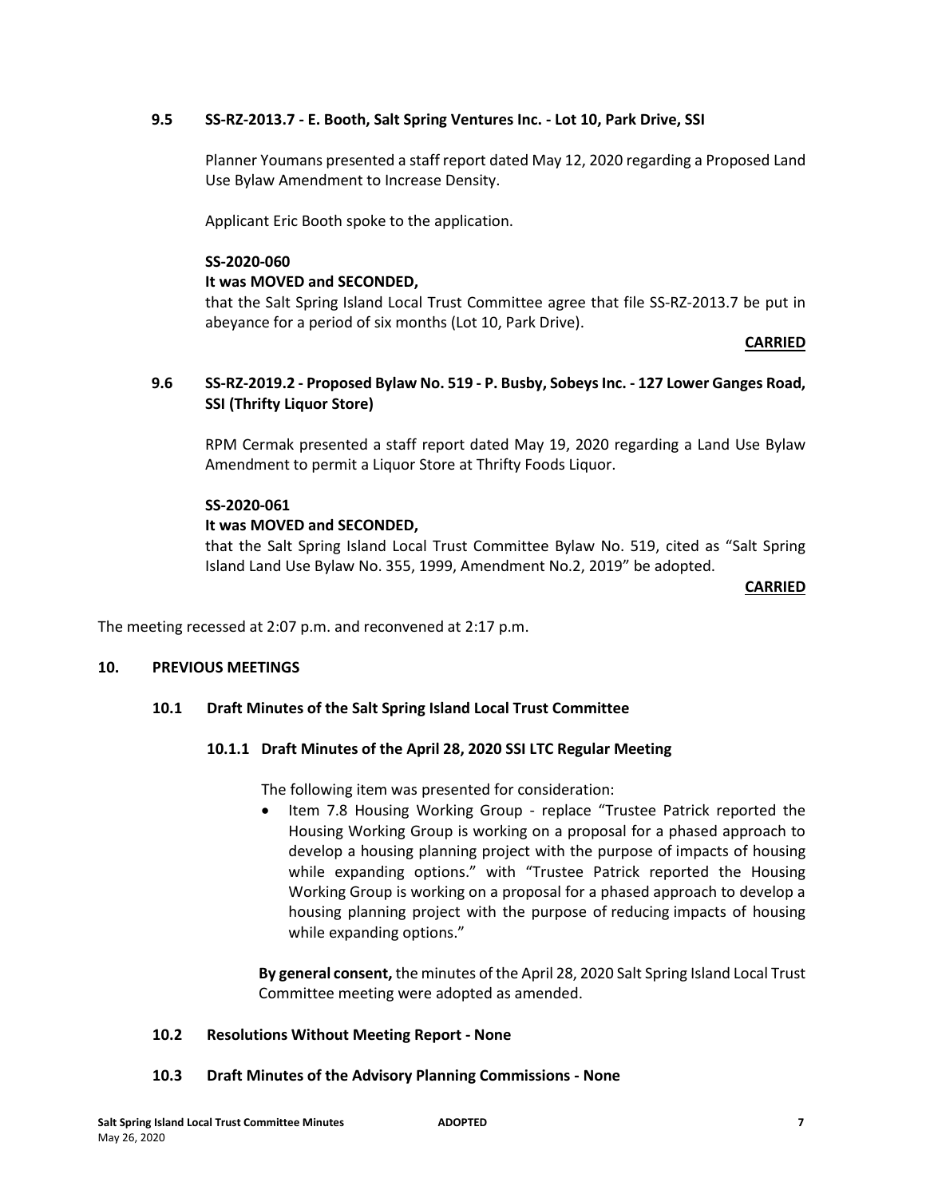### 9.5 SS-RZ-2013.7 - E. Booth, Salt Spring Ventures Inc. - Lot 10, Park Drive, SSI

Planner Youmans presented a staff report dated May 12, 2020 regarding a Proposed Land Use Bylaw Amendment to Increase Density.

Applicant Eric Booth spoke to the application.

**SS-2020-060**

**It was MOVED and SECONDED,**

that the Salt Spring Island Local Trust Committee agree that file SS-RZ-2013.7 be put in abeyance for a period of six months (Lot 10, Park Drive).

**CARRIED**

### 9.6 SS-RZ-2019.2 - Proposed Bylaw No. 519 - P. Busby, Sobeys Inc. - 127 Lower Ganges Road, SSI (Thrifty Liquor Store)

RPM Cermak presented a staff report dated May 19, 2020 regarding a Land Use Bylaw Amendment to permit a Liquor Store at Thrifty Foods Liquor.

**SS-2020-061**

**It was MOVED and SECONDED,**

that the Salt Spring Island Local Trust Committee Bylaw No. 519, cited as "Salt Spring Island Land Use Bylaw No. 355, 1999, Amendment No.2, 2019" be adopted.

**CARRIED**

The meeting recessed at 2:07 p.m. and reconvened at 2:17 p.m.

## 10. PREVIOUS MEETINGS

### 10.1 Draft Minutes of the Salt Spring Island Local Trust Committee

#### 10.1.1 Draft Minutes of the April 28, 2020 SSI LTC Regular Meeting

The following item was presented for consideration:

- Item 7.8 Housing Working Group - replace "Trustee Patrick reported the Housing Working Group is working on a proposal for a phased approach to develop a housing planning project with the purpose of impacts of housing while expanding options." with "Trustee Patrick reported the Housing Working Group is working on a proposal for a phased approach to develop a housing planning project with the purpose of reducing impacts of housing while expanding options."

**By general consent,** the minutes of the April 28, 2020 Salt Spring Island Local Trust Committee meeting were adopted as amended.

### 10.2 Resolutions Without Meeting Report - None

### 10.3 Draft Minutes of the Advisory Planning Commissions - None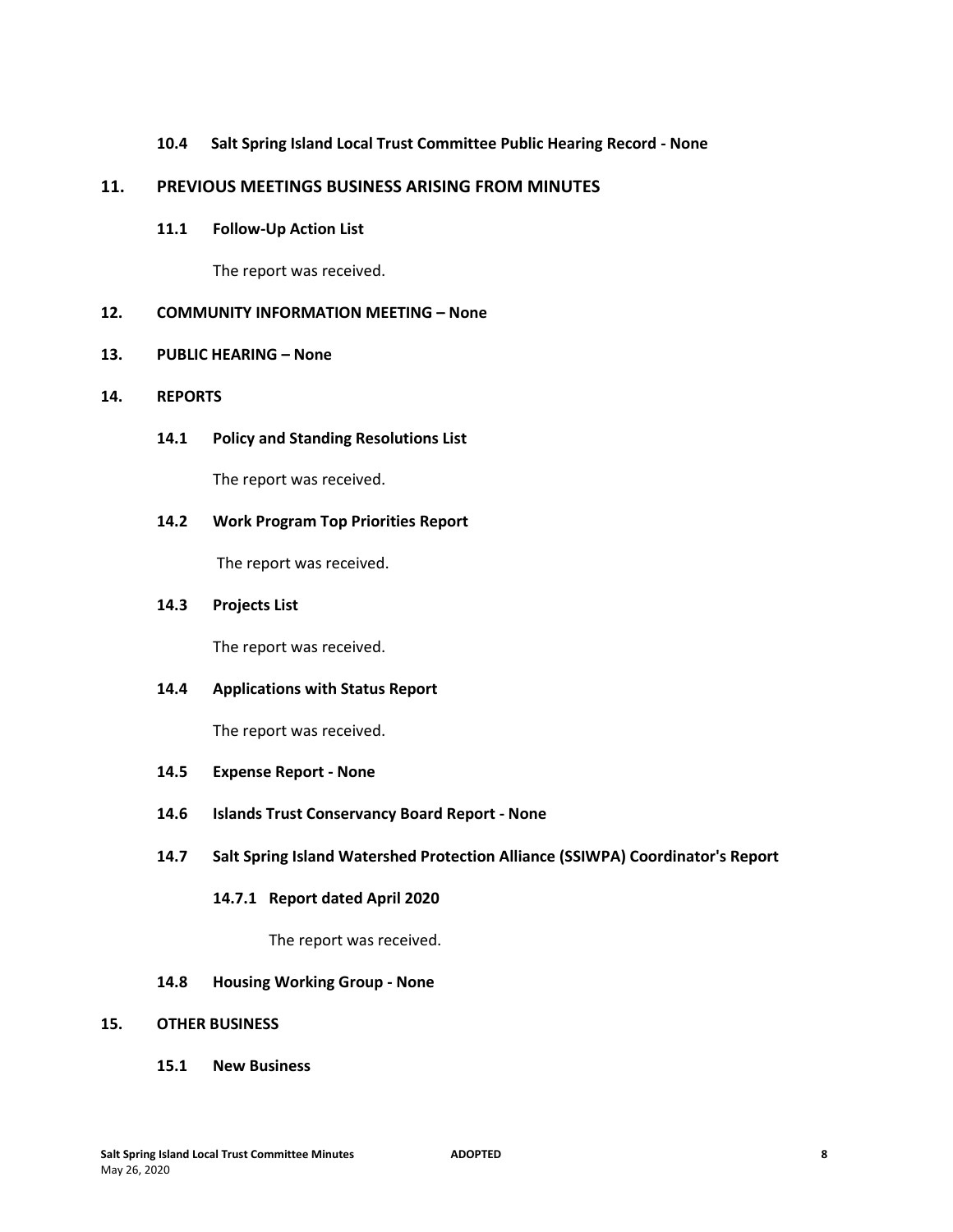### 10.4 Salt Spring Island Local Trust Committee Public Hearing Record - None

## 11. PREVIOUS MEETINGS BUSINESS ARISING FROM MINUTES

### 11.1 Follow-Up Action List

The report was received.

## 12. COMMUNITY INFORMATION MEETING – None

## 13. PUBLIC HEARING – None

## 14. REPORTS

### 14.1 Policy and Standing Resolutions List

The report was received.

### 14.2 Work Program Top Priorities Report

The report was received.

### 14.3 Projects List

The report was received.

### 14.4 Applications with Status Report

The report was received.

### 14.5 Expense Report - None

### 14.6 Islands Trust Conservancy Board Report - None

### 14.7 Salt Spring Island Watershed Protection Alliance (SSIWPA) Coordinator's Report

#### 14.7.1 Report dated April 2020

The report was received.

### 14.8 Housing Working Group - None

## 15. OTHER BUSINESS

### 15.1 New Business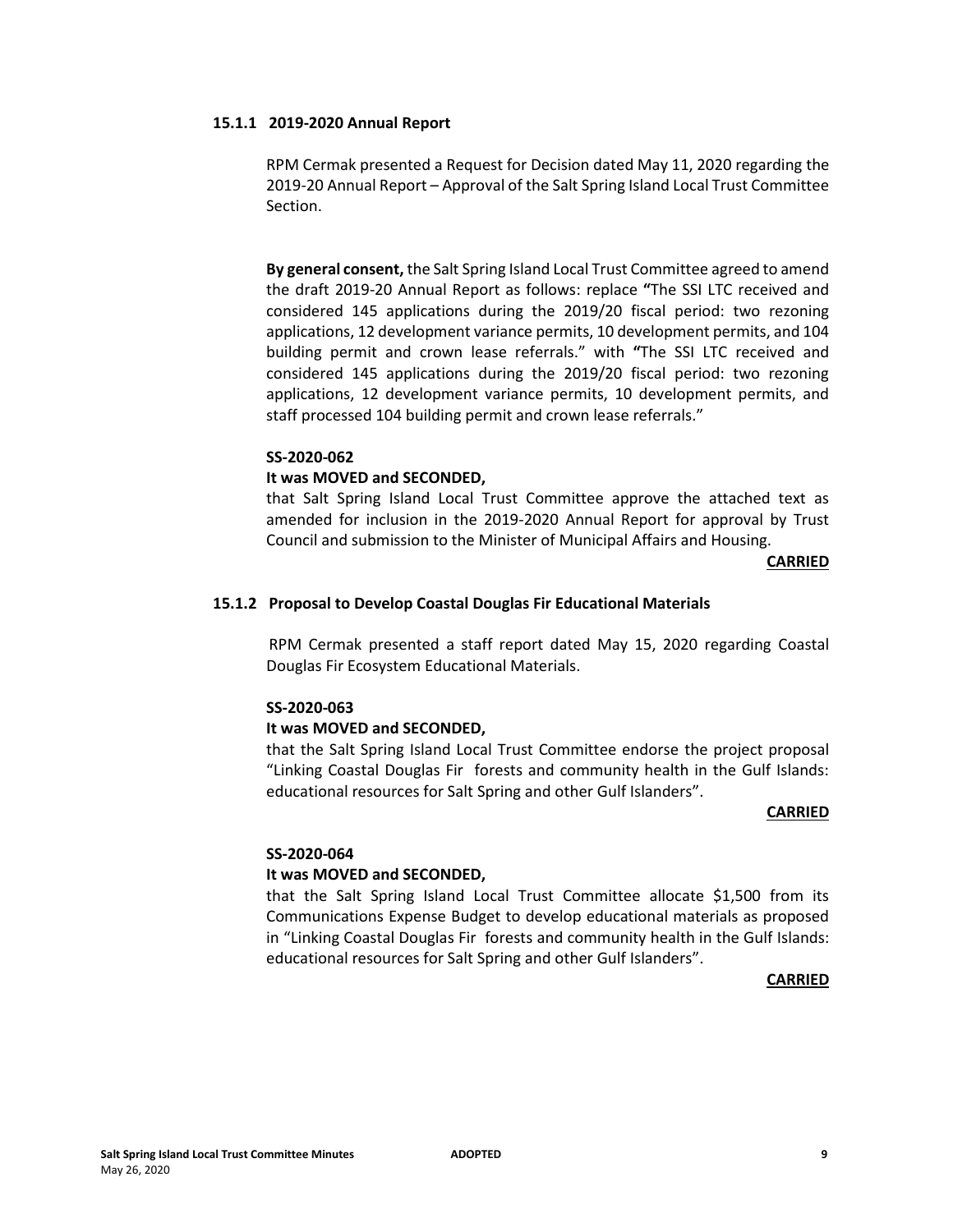### 15.1.1 2019-2020 Annual Report

RPM Cermak presented a Request for Decision dated May 11, 2020 regarding the 2019-20 Annual Report – Approval of the Salt Spring Island Local Trust Committee Section.

**By general consent,** the Salt Spring Island Local Trust Committee agreed to amend the draft 2019-20 Annual Report as follows: replace **"**The SSI LTC received and considered 145 applications during the 2019/20 fiscal period: two rezoning applications, 12 development variance permits, 10 development permits, and 104 building permit and crown lease referrals." with **"**The SSI LTC received and considered 145 applications during the 2019/20 fiscal period: two rezoning applications, 12 development variance permits, 10 development permits, and staff processed 104 building permit and crown lease referrals."

**SS-2020-062**

**It was MOVED and SECONDED,**

that Salt Spring Island Local Trust Committee approve the attached text as amended for inclusion in the 2019-2020 Annual Report for approval by Trust Council and submission to the Minister of Municipal Affairs and Housing.

**CARRIED**

### 15.1.2 Proposal to Develop Coastal Douglas Fir Educational Materials

RPM Cermak presented a staff report dated May 15, 2020 regarding Coastal Douglas Fir Ecosystem Educational Materials.

**SS-2020-063**

**It was MOVED and SECONDED,**

that the Salt Spring Island Local Trust Committee endorse the project proposal "Linking Coastal Douglas Fir forests and community health in the Gulf Islands: educational resources for Salt Spring and other Gulf Islanders".

**CARRIED**

**SS-2020-064**

**It was MOVED and SECONDED,**

that the Salt Spring Island Local Trust Committee allocate $1,500 from its Communications Expense Budget to develop educational materials as proposed in "Linking Coastal Douglas Fir forests and community health in the Gulf Islands: educational resources for Salt Spring and other Gulf Islanders".

**CARRIED**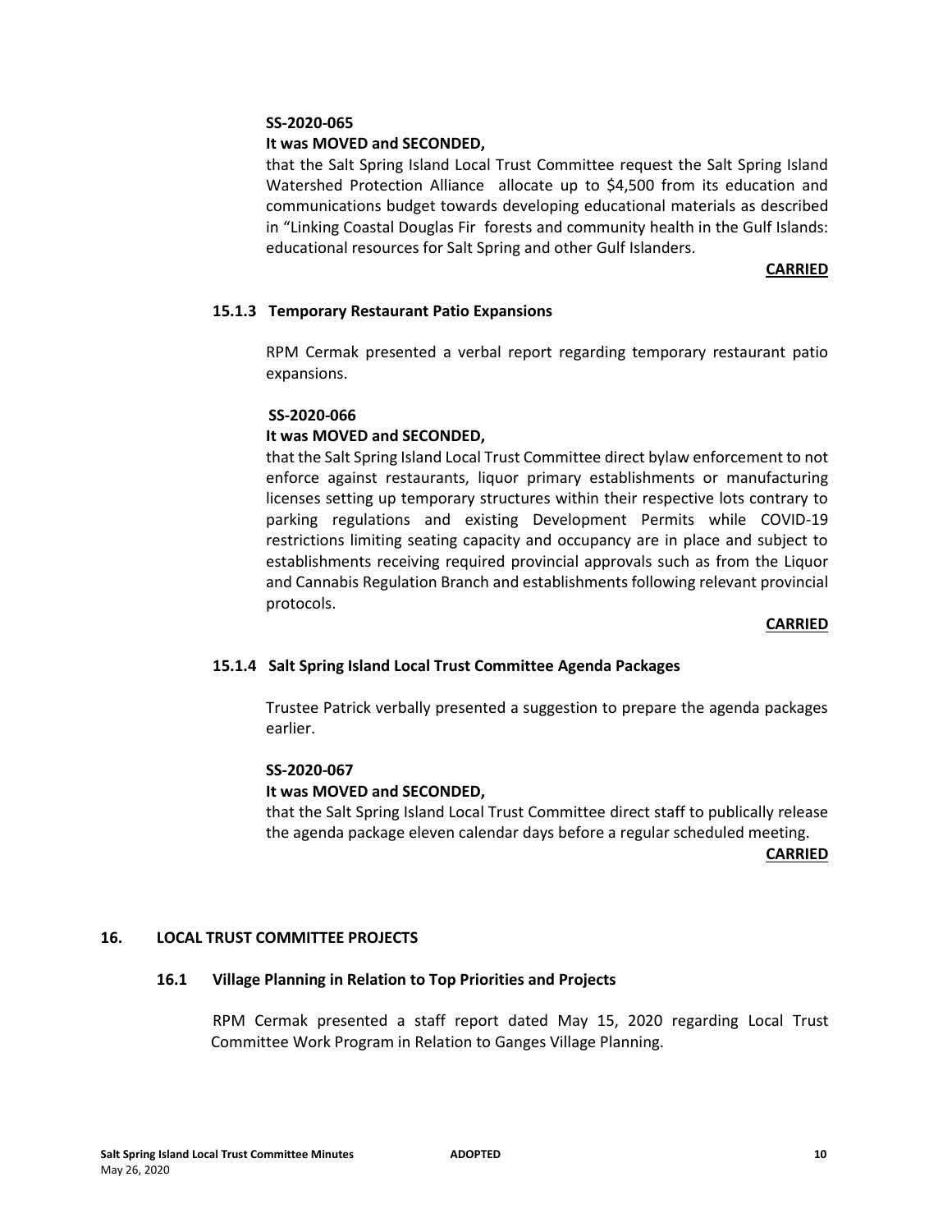**SS-2020-065**

**It was MOVED and SECONDED,**

that the Salt Spring Island Local Trust Committee request the Salt Spring Island Watershed Protection Alliance allocate up to $4,500 from its education and communications budget towards developing educational materials as described in "Linking Coastal Douglas Fir forests and community health in the Gulf Islands: educational resources for Salt Spring and other Gulf Islanders.

**CARRIED**

### 15.1.3 Temporary Restaurant Patio Expansions

RPM Cermak presented a verbal report regarding temporary restaurant patio expansions.

**SS-2020-066**

**It was MOVED and SECONDED,**

that the Salt Spring Island Local Trust Committee direct bylaw enforcement to not enforce against restaurants, liquor primary establishments or manufacturing licenses setting up temporary structures within their respective lots contrary to parking regulations and existing Development Permits while COVID-19 restrictions limiting seating capacity and occupancy are in place and subject to establishments receiving required provincial approvals such as from the Liquor and Cannabis Regulation Branch and establishments following relevant provincial protocols.

**CARRIED**

### 15.1.4 Salt Spring Island Local Trust Committee Agenda Packages

Trustee Patrick verbally presented a suggestion to prepare the agenda packages earlier.

**SS-2020-067**

**It was MOVED and SECONDED,**

that the Salt Spring Island Local Trust Committee direct staff to publically release the agenda package eleven calendar days before a regular scheduled meeting.

**CARRIED**

## 16. LOCAL TRUST COMMITTEE PROJECTS

### 16.1 Village Planning in Relation to Top Priorities and Projects

RPM Cermak presented a staff report dated May 15, 2020 regarding Local Trust Committee Work Program in Relation to Ganges Village Planning.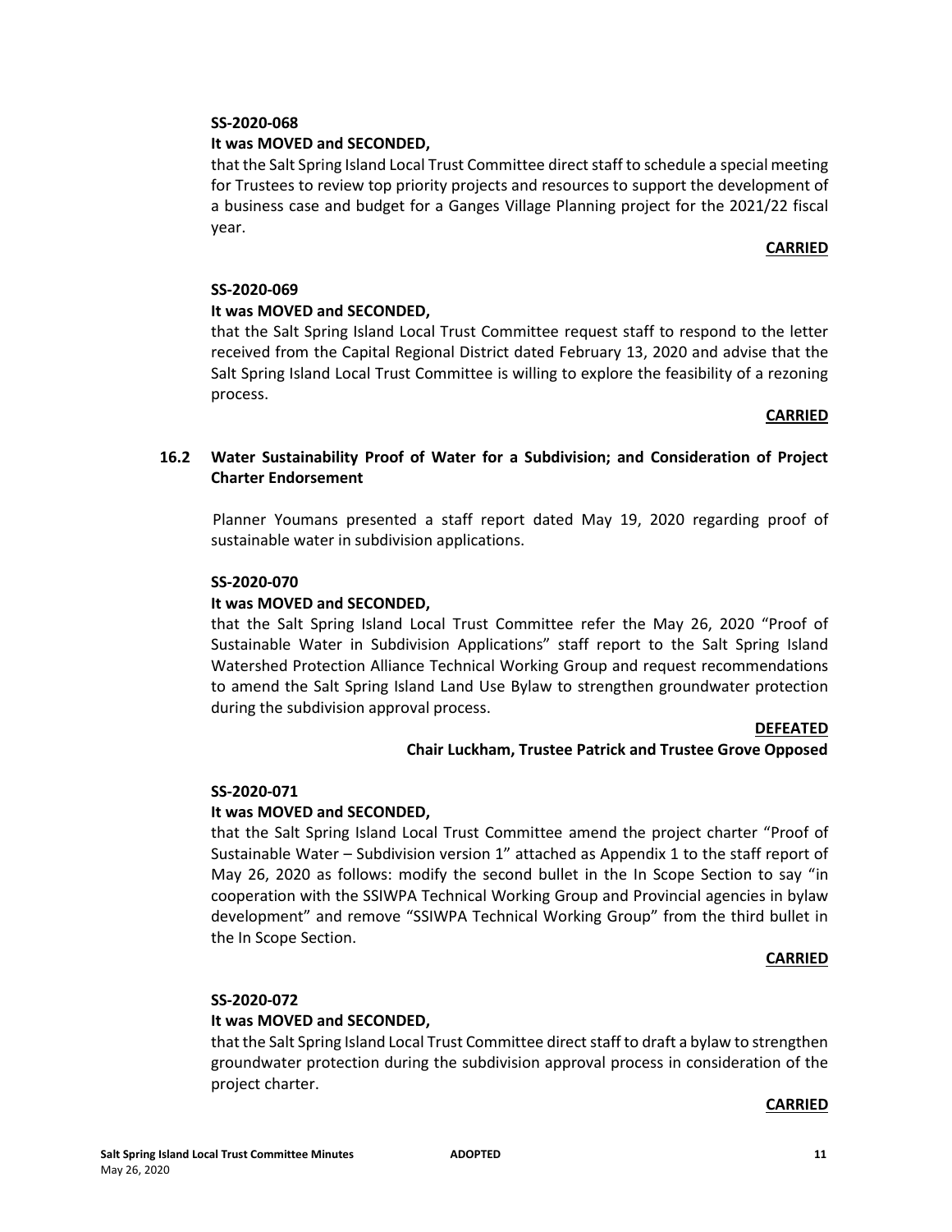**SS-2020-068**

**It was MOVED and SECONDED,**

that the Salt Spring Island Local Trust Committee direct staff to schedule a special meeting for Trustees to review top priority projects and resources to support the development of a business case and budget for a Ganges Village Planning project for the 2021/22 fiscal year.

**CARRIED**

**SS-2020-069**

**It was MOVED and SECONDED,**

that the Salt Spring Island Local Trust Committee request staff to respond to the letter received from the Capital Regional District dated February 13, 2020 and advise that the Salt Spring Island Local Trust Committee is willing to explore the feasibility of a rezoning process.

**CARRIED**

### 16.2 Water Sustainability Proof of Water for a Subdivision; and Consideration of Project Charter Endorsement

Planner Youmans presented a staff report dated May 19, 2020 regarding proof of sustainable water in subdivision applications.

**SS-2020-070**

**It was MOVED and SECONDED,**

that the Salt Spring Island Local Trust Committee refer the May 26, 2020 "Proof of Sustainable Water in Subdivision Applications" staff report to the Salt Spring Island Watershed Protection Alliance Technical Working Group and request recommendations to amend the Salt Spring Island Land Use Bylaw to strengthen groundwater protection during the subdivision approval process.

**DEFEATED**

**Chair Luckham, Trustee Patrick and Trustee Grove Opposed**

**SS-2020-071**

**It was MOVED and SECONDED,**

that the Salt Spring Island Local Trust Committee amend the project charter "Proof of Sustainable Water – Subdivision version 1" attached as Appendix 1 to the staff report of May 26, 2020 as follows: modify the second bullet in the In Scope Section to say "in cooperation with the SSIWPA Technical Working Group and Provincial agencies in bylaw development" and remove "SSIWPA Technical Working Group" from the third bullet in the In Scope Section.

**CARRIED**

**SS-2020-072**

**It was MOVED and SECONDED,**

that the Salt Spring Island Local Trust Committee direct staff to draft a bylaw to strengthen groundwater protection during the subdivision approval process in consideration of the project charter.

**CARRIED**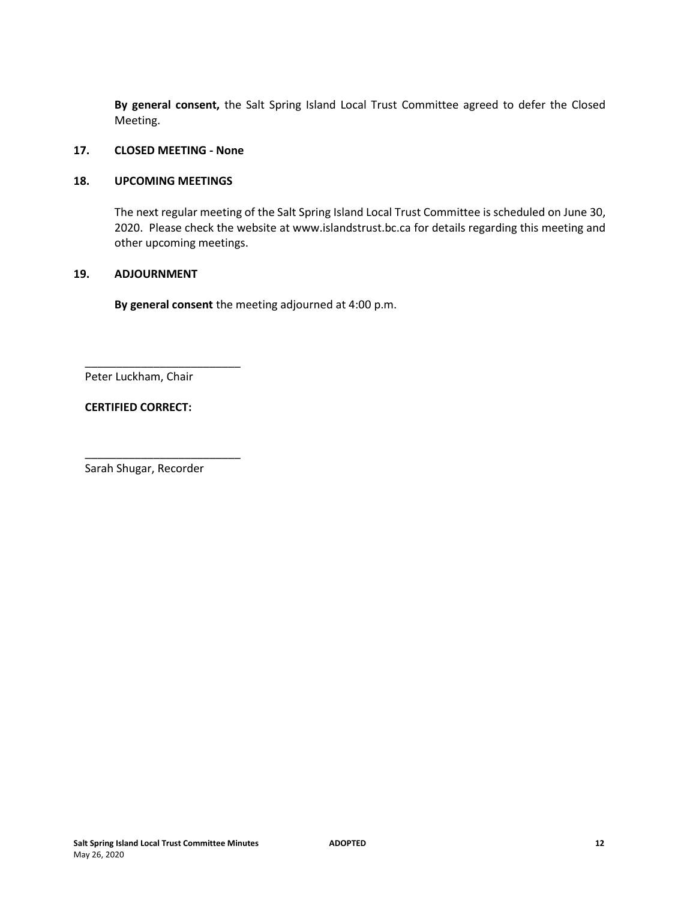**By general consent,** the Salt Spring Island Local Trust Committee agreed to defer the Closed Meeting.

## 17. CLOSED MEETING - None

## 18. UPCOMING MEETINGS

The next regular meeting of the Salt Spring Island Local Trust Committee is scheduled on June 30, 2020. Please check the website at www.islandstrust.bc.ca for details regarding this meeting and other upcoming meetings.

## 19. ADJOURNMENT

**By general consent** the meeting adjourned at 4:00 p.m.

_________________________

Peter Luckham, Chair

**CERTIFIED CORRECT:**

_________________________

Sarah Shugar, Recorder